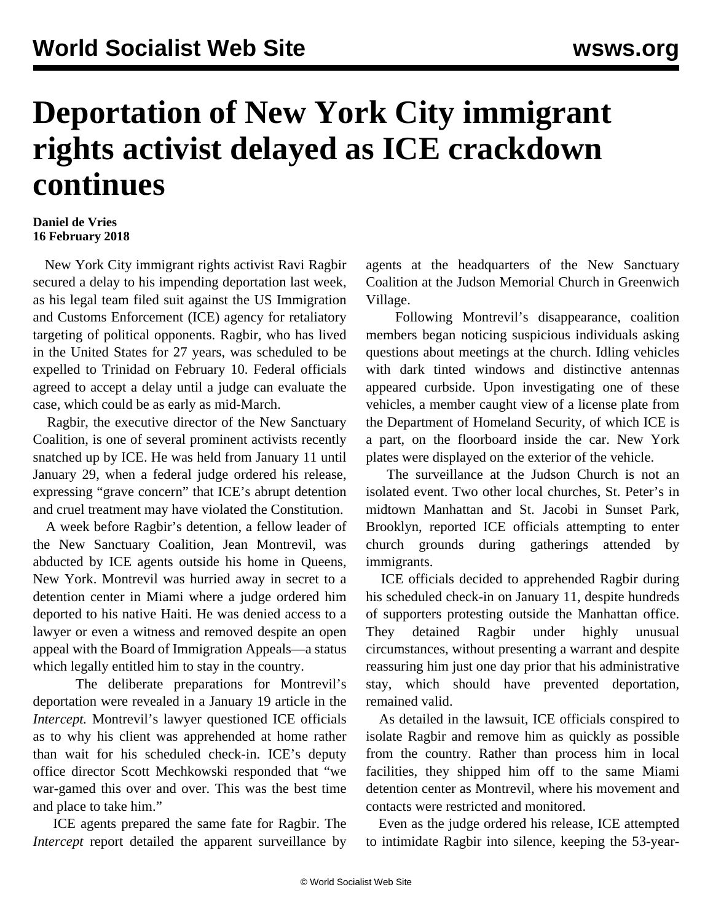# Deportation of New York City immigrant rights activist delayed as ICE crackdown continues

**Daniel de Vries**
**16 February 2018**

New York City immigrant rights activist Ravi Ragbir secured a delay to his impending deportation last week, as his legal team filed suit against the US Immigration and Customs Enforcement (ICE) agency for retaliatory targeting of political opponents. Ragbir, who has lived in the United States for 27 years, was scheduled to be expelled to Trinidad on February 10. Federal officials agreed to accept a delay until a judge can evaluate the case, which could be as early as mid-March.

Ragbir, the executive director of the New Sanctuary Coalition, is one of several prominent activists recently snatched up by ICE. He was held from January 11 until January 29, when a federal judge ordered his release, expressing "grave concern" that ICE's abrupt detention and cruel treatment may have violated the Constitution.

A week before Ragbir's detention, a fellow leader of the New Sanctuary Coalition, Jean Montrevil, was abducted by ICE agents outside his home in Queens, New York. Montrevil was hurried away in secret to a detention center in Miami where a judge ordered him deported to his native Haiti. He was denied access to a lawyer or even a witness and removed despite an open appeal with the Board of Immigration Appeals—a status which legally entitled him to stay in the country.

The deliberate preparations for Montrevil's deportation were revealed in a January 19 article in the *Intercept.* Montrevil's lawyer questioned ICE officials as to why his client was apprehended at home rather than wait for his scheduled check-in. ICE's deputy office director Scott Mechkowski responded that "we war-gamed this over and over. This was the best time and place to take him."

ICE agents prepared the same fate for Ragbir. The *Intercept* report detailed the apparent surveillance by agents at the headquarters of the New Sanctuary Coalition at the Judson Memorial Church in Greenwich Village.

Following Montrevil's disappearance, coalition members began noticing suspicious individuals asking questions about meetings at the church. Idling vehicles with dark tinted windows and distinctive antennas appeared curbside. Upon investigating one of these vehicles, a member caught view of a license plate from the Department of Homeland Security, of which ICE is a part, on the floorboard inside the car. New York plates were displayed on the exterior of the vehicle.

The surveillance at the Judson Church is not an isolated event. Two other local churches, St. Peter's in midtown Manhattan and St. Jacobi in Sunset Park, Brooklyn, reported ICE officials attempting to enter church grounds during gatherings attended by immigrants.

ICE officials decided to apprehended Ragbir during his scheduled check-in on January 11, despite hundreds of supporters protesting outside the Manhattan office. They detained Ragbir under highly unusual circumstances, without presenting a warrant and despite reassuring him just one day prior that his administrative stay, which should have prevented deportation, remained valid.

As detailed in the lawsuit, ICE officials conspired to isolate Ragbir and remove him as quickly as possible from the country. Rather than process him in local facilities, they shipped him off to the same Miami detention center as Montrevil, where his movement and contacts were restricted and monitored.

Even as the judge ordered his release, ICE attempted to intimidate Ragbir into silence, keeping the 53-year-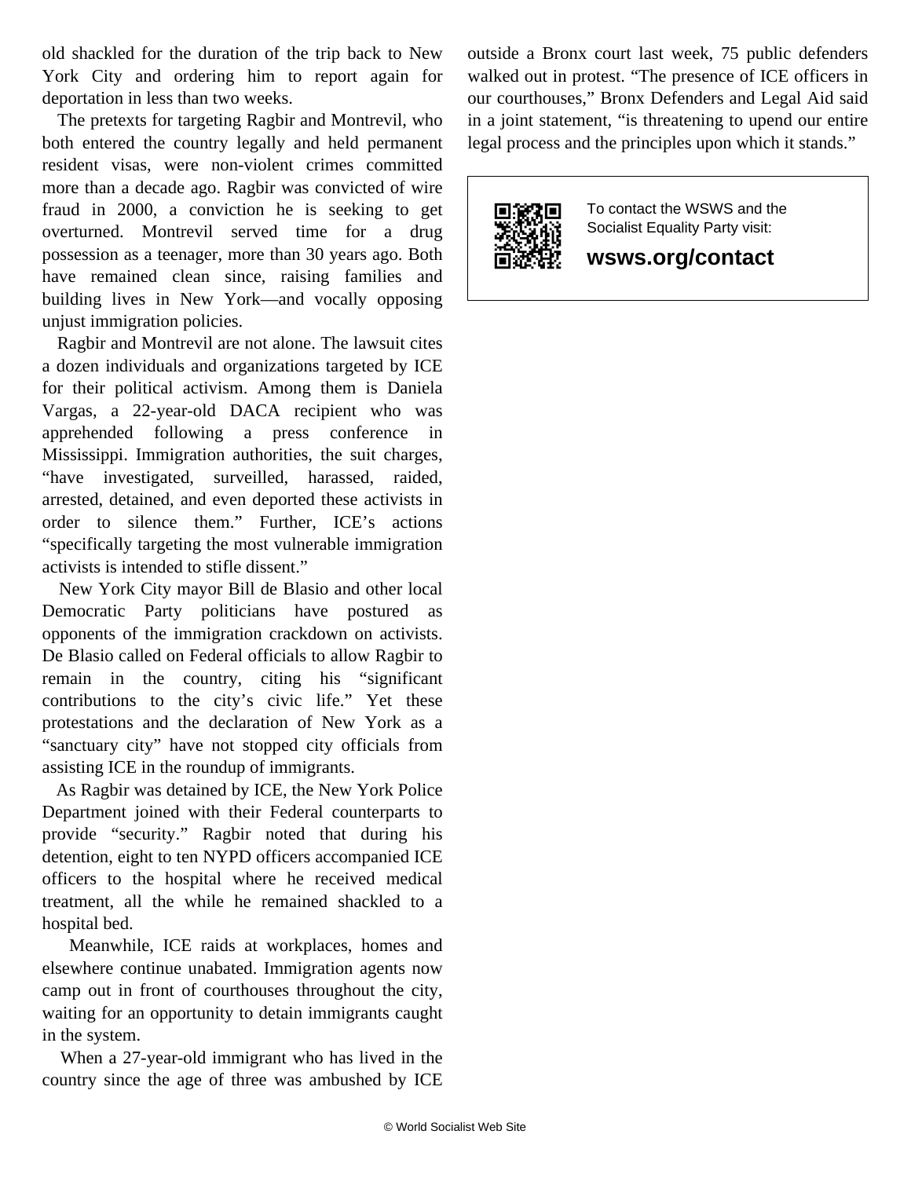old shackled for the duration of the trip back to New York City and ordering him to report again for deportation in less than two weeks.

The pretexts for targeting Ragbir and Montrevil, who both entered the country legally and held permanent resident visas, were non-violent crimes committed more than a decade ago. Ragbir was convicted of wire fraud in 2000, a conviction he is seeking to get overturned. Montrevil served time for a drug possession as a teenager, more than 30 years ago. Both have remained clean since, raising families and building lives in New York—and vocally opposing unjust immigration policies.

Ragbir and Montrevil are not alone. The lawsuit cites a dozen individuals and organizations targeted by ICE for their political activism. Among them is Daniela Vargas, a 22-year-old DACA recipient who was apprehended following a press conference in Mississippi. Immigration authorities, the suit charges, "have investigated, surveilled, harassed, raided, arrested, detained, and even deported these activists in order to silence them." Further, ICE's actions "specifically targeting the most vulnerable immigration activists is intended to stifle dissent."

New York City mayor Bill de Blasio and other local Democratic Party politicians have postured as opponents of the immigration crackdown on activists. De Blasio called on Federal officials to allow Ragbir to remain in the country, citing his "significant contributions to the city's civic life." Yet these protestations and the declaration of New York as a "sanctuary city" have not stopped city officials from assisting ICE in the roundup of immigrants.

As Ragbir was detained by ICE, the New York Police Department joined with their Federal counterparts to provide "security." Ragbir noted that during his detention, eight to ten NYPD officers accompanied ICE officers to the hospital where he received medical treatment, all the while he remained shackled to a hospital bed.

Meanwhile, ICE raids at workplaces, homes and elsewhere continue unabated. Immigration agents now camp out in front of courthouses throughout the city, waiting for an opportunity to detain immigrants caught in the system.

When a 27-year-old immigrant who has lived in the country since the age of three was ambushed by ICE outside a Bronx court last week, 75 public defenders walked out in protest. "The presence of ICE officers in our courthouses," Bronx Defenders and Legal Aid said in a joint statement, "is threatening to upend our entire legal process and the principles upon which it stands."

To contact the WSWS and the Socialist Equality Party visit:

**wsws.org/contact**